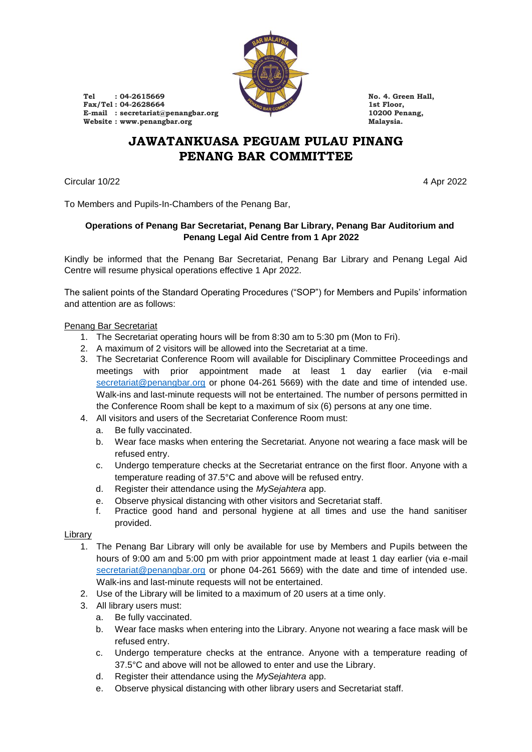Tel : 04-2615669
Fax/Tel : 04-2628664
E-mail : secretariat@penangbar.org
Website : www.penangbar.org

No. 4. Green Hall,
1st Floor,
10200 Penang,
Malaysia.

# JAWATANKUASA PEGUAM PULAU PINANG
# PENANG BAR COMMITTEE

Circular 10/22

4 Apr 2022

To Members and Pupils-In-Chambers of the Penang Bar,

**Operations of Penang Bar Secretariat, Penang Bar Library, Penang Bar Auditorium and Penang Legal Aid Centre from 1 Apr 2022**

Kindly be informed that the Penang Bar Secretariat, Penang Bar Library and Penang Legal Aid Centre will resume physical operations effective 1 Apr 2022.

The salient points of the Standard Operating Procedures ("SOP") for Members and Pupils' information and attention are as follows:

<u>Penang Bar Secretariat</u>

1. The Secretariat operating hours will be from 8:30 am to 5:30 pm (Mon to Fri).
2. A maximum of 2 visitors will be allowed into the Secretariat at a time.
3. The Secretariat Conference Room will available for Disciplinary Committee Proceedings and meetings with prior appointment made at least 1 day earlier (via e-mail secretariat@penangbar.org or phone 04-261 5669) with the date and time of intended use. Walk-ins and last-minute requests will not be entertained. The number of persons permitted in the Conference Room shall be kept to a maximum of six (6) persons at any one time.
4. All visitors and users of the Secretariat Conference Room must:
   a. Be fully vaccinated.
   b. Wear face masks when entering the Secretariat. Anyone not wearing a face mask will be refused entry.
   c. Undergo temperature checks at the Secretariat entrance on the first floor. Anyone with a temperature reading of 37.5°C and above will be refused entry.
   d. Register their attendance using the *MySejahtera* app.
   e. Observe physical distancing with other visitors and Secretariat staff.
   f. Practice good hand and personal hygiene at all times and use the hand sanitiser provided.

<u>Library</u>

1. The Penang Bar Library will only be available for use by Members and Pupils between the hours of 9:00 am and 5:00 pm with prior appointment made at least 1 day earlier (via e-mail secretariat@penangbar.org or phone 04-261 5669) with the date and time of intended use. Walk-ins and last-minute requests will not be entertained.
2. Use of the Library will be limited to a maximum of 20 users at a time only.
3. All library users must:
   a. Be fully vaccinated.
   b. Wear face masks when entering into the Library. Anyone not wearing a face mask will be refused entry.
   c. Undergo temperature checks at the entrance. Anyone with a temperature reading of 37.5°C and above will not be allowed to enter and use the Library.
   d. Register their attendance using the *MySejahtera* app.
   e. Observe physical distancing with other library users and Secretariat staff.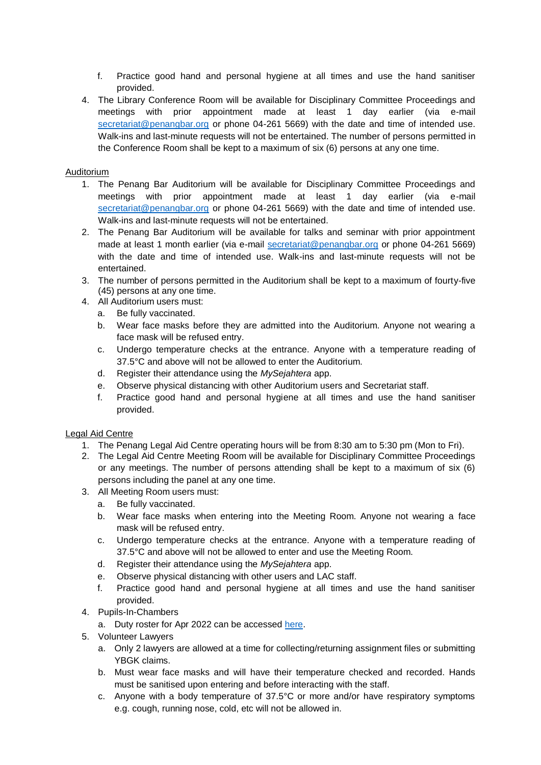f. Practice good hand and personal hygiene at all times and use the hand sanitiser provided.

4. The Library Conference Room will be available for Disciplinary Committee Proceedings and meetings with prior appointment made at least 1 day earlier (via e-mail [secretariat@penangbar.org](mailto:secretariat@penangbar.org) or phone 04-261 5669) with the date and time of intended use. Walk-ins and last-minute requests will not be entertained. The number of persons permitted in the Conference Room shall be kept to a maximum of six (6) persons at any one time.

<u>Auditorium</u>

1. The Penang Bar Auditorium will be available for Disciplinary Committee Proceedings and meetings with prior appointment made at least 1 day earlier (via e-mail [secretariat@penangbar.org](mailto:secretariat@penangbar.org) or phone 04-261 5669) with the date and time of intended use. Walk-ins and last-minute requests will not be entertained.
2. The Penang Bar Auditorium will be available for talks and seminar with prior appointment made at least 1 month earlier (via e-mail [secretariat@penangbar.org](mailto:secretariat@penangbar.org) or phone 04-261 5669) with the date and time of intended use. Walk-ins and last-minute requests will not be entertained.
3. The number of persons permitted in the Auditorium shall be kept to a maximum of fourty-five (45) persons at any one time.
4. All Auditorium users must:
   a. Be fully vaccinated.
   b. Wear face masks before they are admitted into the Auditorium. Anyone not wearing a face mask will be refused entry.
   c. Undergo temperature checks at the entrance. Anyone with a temperature reading of 37.5°C and above will not be allowed to enter the Auditorium.
   d. Register their attendance using the *MySejahtera* app.
   e. Observe physical distancing with other Auditorium users and Secretariat staff.
   f. Practice good hand and personal hygiene at all times and use the hand sanitiser provided.

<u>Legal Aid Centre</u>

1. The Penang Legal Aid Centre operating hours will be from 8:30 am to 5:30 pm (Mon to Fri).
2. The Legal Aid Centre Meeting Room will be available for Disciplinary Committee Proceedings or any meetings. The number of persons attending shall be kept to a maximum of six (6) persons including the panel at any one time.
3. All Meeting Room users must:
   a. Be fully vaccinated.
   b. Wear face masks when entering into the Meeting Room. Anyone not wearing a face mask will be refused entry.
   c. Undergo temperature checks at the entrance. Anyone with a temperature reading of 37.5°C and above will not be allowed to enter and use the Meeting Room.
   d. Register their attendance using the *MySejahtera* app.
   e. Observe physical distancing with other users and LAC staff.
   f. Practice good hand and personal hygiene at all times and use the hand sanitiser provided.
4. Pupils-In-Chambers
   a. Duty roster for Apr 2022 can be accessed here.
5. Volunteer Lawyers
   a. Only 2 lawyers are allowed at a time for collecting/returning assignment files or submitting YBGK claims.
   b. Must wear face masks and will have their temperature checked and recorded. Hands must be sanitised upon entering and before interacting with the staff.
   c. Anyone with a body temperature of 37.5°C or more and/or have respiratory symptoms e.g. cough, running nose, cold, etc will not be allowed in.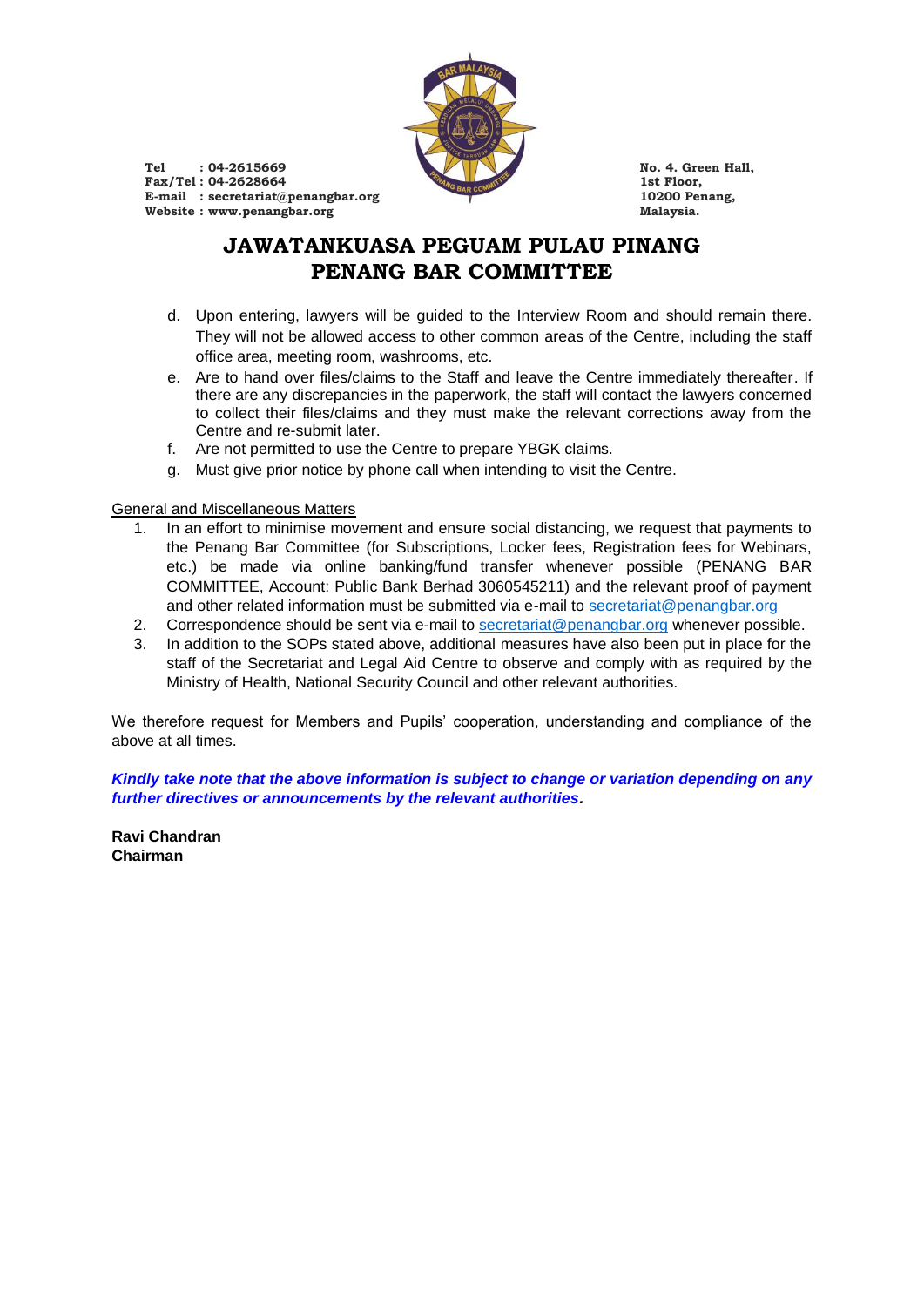Tel : 04-2615669
Fax/Tel : 04-2628664
E-mail : secretariat@penangbar.org
Website : www.penangbar.org

No. 4. Green Hall,
1st Floor,
10200 Penang,
Malaysia.

# JAWATANKUASA PEGUAM PULAU PINANG
# PENANG BAR COMMITTEE

d. Upon entering, lawyers will be guided to the Interview Room and should remain there. They will not be allowed access to other common areas of the Centre, including the staff office area, meeting room, washrooms, etc.
e. Are to hand over files/claims to the Staff and leave the Centre immediately thereafter. If there are any discrepancies in the paperwork, the staff will contact the lawyers concerned to collect their files/claims and they must make the relevant corrections away from the Centre and re-submit later.
f. Are not permitted to use the Centre to prepare YBGK claims.
g. Must give prior notice by phone call when intending to visit the Centre.

General and Miscellaneous Matters

1. In an effort to minimise movement and ensure social distancing, we request that payments to the Penang Bar Committee (for Subscriptions, Locker fees, Registration fees for Webinars, etc.) be made via online banking/fund transfer whenever possible (PENANG BAR COMMITTEE, Account: Public Bank Berhad 3060545211) and the relevant proof of payment and other related information must be submitted via e-mail to secretariat@penangbar.org
2. Correspondence should be sent via e-mail to secretariat@penangbar.org whenever possible.
3. In addition to the SOPs stated above, additional measures have also been put in place for the staff of the Secretariat and Legal Aid Centre to observe and comply with as required by the Ministry of Health, National Security Council and other relevant authorities.

We therefore request for Members and Pupils' cooperation, understanding and compliance of the above at all times.

***Kindly take note that the above information is subject to change or variation depending on any further directives or announcements by the relevant authorities.***

**Ravi Chandran**
**Chairman**